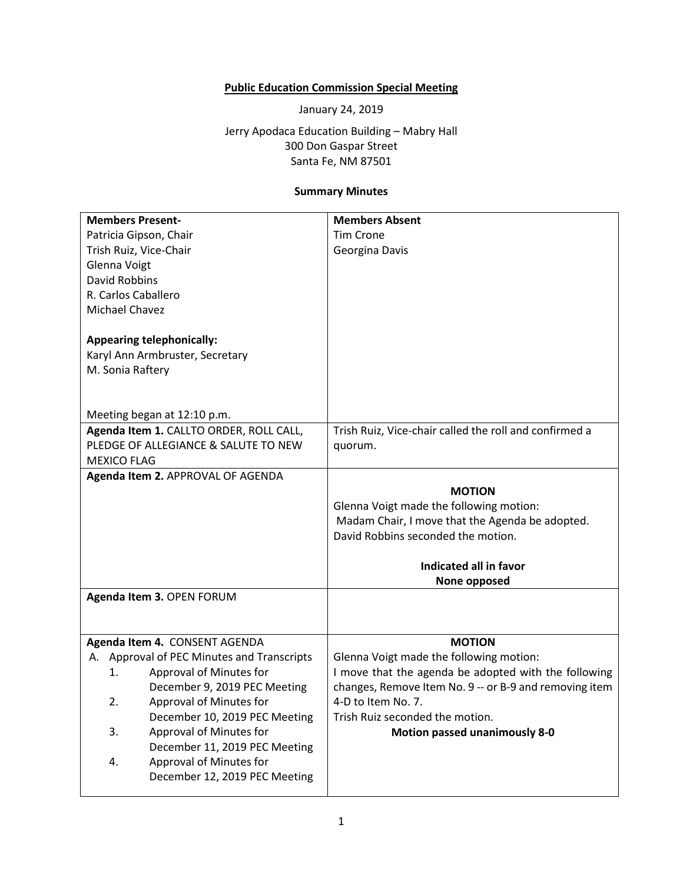**Public Education Commission Special Meeting**

January 24, 2019

Jerry Apodaca Education Building – Mabry Hall
300 Don Gaspar Street
Santa Fe, NM 87501

**Summary Minutes**

| **Members Present-**<br>Patricia Gipson, Chair<br>Trish Ruiz, Vice-Chair<br>Glenna Voigt<br>David Robbins<br>R. Carlos Caballero<br>Michael Chavez<br><br>**Appearing telephonically:**<br>Karyl Ann Armbruster, Secretary<br>M. Sonia Raftery<br><br>Meeting began at 12:10 p.m. | **Members Absent**<br>Tim Crone<br>Georgina Davis |
|---|---|
| **Agenda Item 1.** CALLTO ORDER, ROLL CALL, PLEDGE OF ALLEGIANCE & SALUTE TO NEW MEXICO FLAG | Trish Ruiz, Vice-chair called the roll and confirmed a quorum. |
| **Agenda Item 2.** APPROVAL OF AGENDA | **MOTION**<br>Glenna Voigt made the following motion:<br>Madam Chair, I move that the Agenda be adopted.<br>David Robbins seconded the motion.<br><br>**Indicated all in favor**<br>**None opposed** |
| **Agenda Item 3.** OPEN FORUM | |
| **Agenda Item 4.** CONSENT AGENDA<br>A. Approval of PEC Minutes and Transcripts<br>1. Approval of Minutes for December 9, 2019 PEC Meeting<br>2. Approval of Minutes for December 10, 2019 PEC Meeting<br>3. Approval of Minutes for December 11, 2019 PEC Meeting<br>4. Approval of Minutes for December 12, 2019 PEC Meeting | **MOTION**<br>Glenna Voigt made the following motion:<br>I move that the agenda be adopted with the following changes, Remove Item No. 9 -- or B-9 and removing item 4-D to Item No. 7.<br>Trish Ruiz seconded the motion.<br>**Motion passed unanimously 8-0** |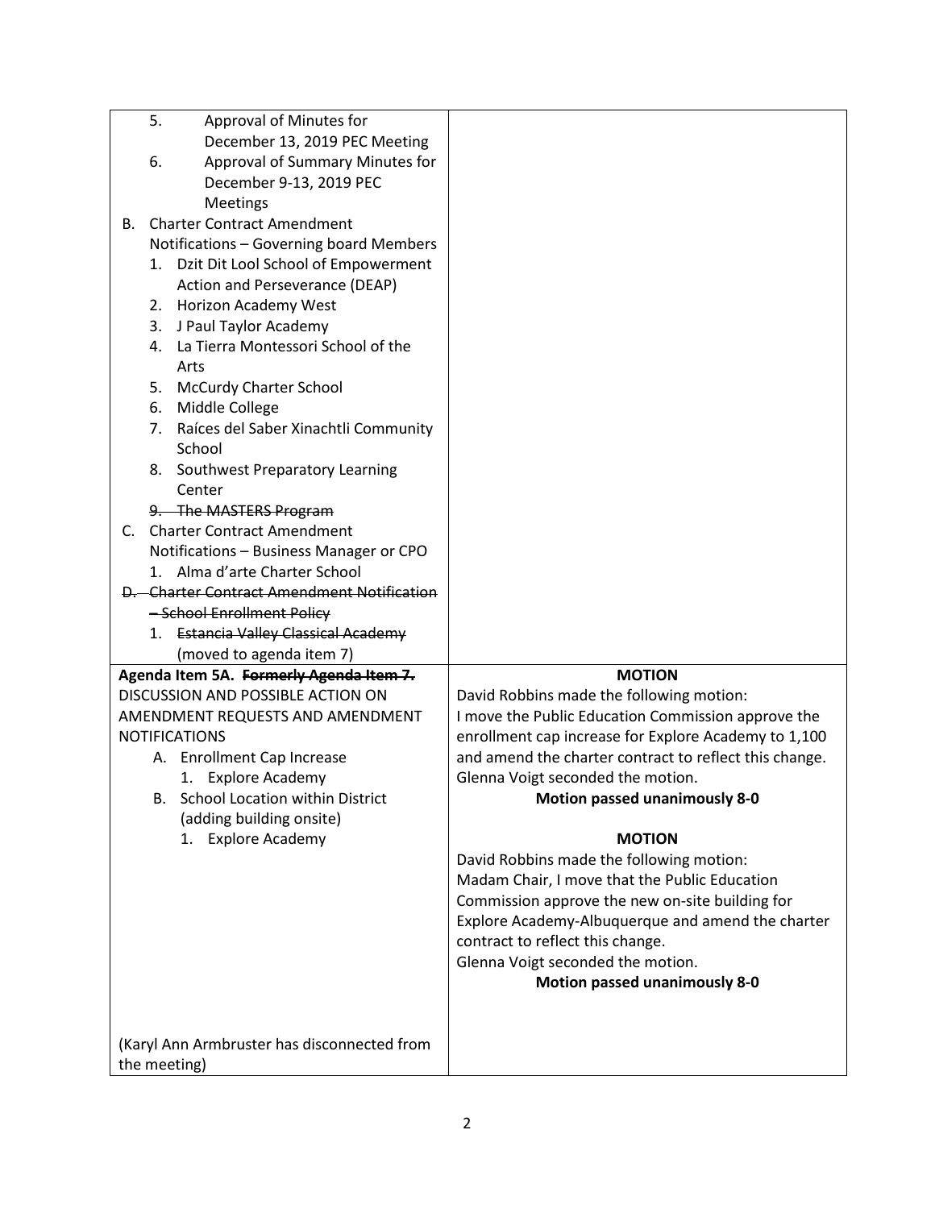| | |
|---|---|
| 5. Approval of Minutes for December 13, 2019 PEC Meeting<br>6. Approval of Summary Minutes for December 9-13, 2019 PEC Meetings<br>B. Charter Contract Amendment Notifications – Governing board Members<br>1. Dzit Dit Lool School of Empowerment Action and Perseverance (DEAP)<br>2. Horizon Academy West<br>3. J Paul Taylor Academy<br>4. La Tierra Montessori School of the Arts<br>5. McCurdy Charter School<br>6. Middle College<br>7. Raíces del Saber Xinachtli Community School<br>8. Southwest Preparatory Learning Center<br>9. ~~The MASTERS Program~~<br>C. Charter Contract Amendment Notifications – Business Manager or CPO<br>1. Alma d'arte Charter School<br>~~D. Charter Contract Amendment Notification – School Enrollment Policy~~<br>1. ~~Estancia Valley Classical Academy~~ (moved to agenda item 7) | |
| **Agenda Item 5A. ~~Formerly Agenda Item 7.~~**<br>DISCUSSION AND POSSIBLE ACTION ON AMENDMENT REQUESTS AND AMENDMENT NOTIFICATIONS<br>A. Enrollment Cap Increase<br>1. Explore Academy<br>B. School Location within District (adding building onsite)<br>1. Explore Academy<br><br>(Karyl Ann Armbruster has disconnected from the meeting) | **MOTION**<br>David Robbins made the following motion:<br>I move the Public Education Commission approve the enrollment cap increase for Explore Academy to 1,100 and amend the charter contract to reflect this change.<br>Glenna Voigt seconded the motion.<br>**Motion passed unanimously 8-0**<br><br>**MOTION**<br>David Robbins made the following motion:<br>Madam Chair, I move that the Public Education Commission approve the new on-site building for Explore Academy-Albuquerque and amend the charter contract to reflect this change.<br>Glenna Voigt seconded the motion.<br>**Motion passed unanimously 8-0** |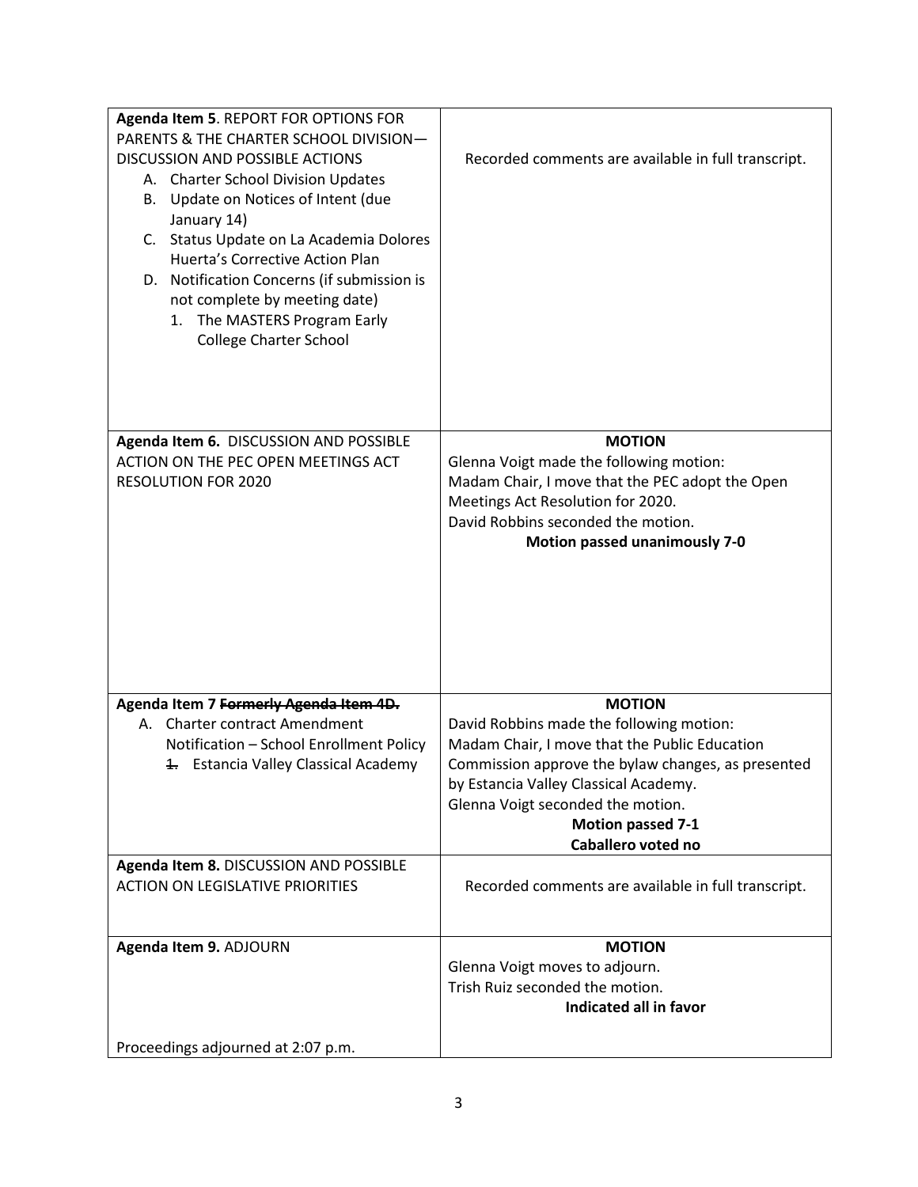| | |
|---|---|
| **Agenda Item 5**. REPORT FOR OPTIONS FOR PARENTS & THE CHARTER SCHOOL DIVISION—DISCUSSION AND POSSIBLE ACTIONS<br>A. Charter School Division Updates<br>B. Update on Notices of Intent (due January 14)<br>C. Status Update on La Academia Dolores Huerta's Corrective Action Plan<br>D. Notification Concerns (if submission is not complete by meeting date)<br>1. The MASTERS Program Early College Charter School | Recorded comments are available in full transcript. |
| **Agenda Item 6.** DISCUSSION AND POSSIBLE ACTION ON THE PEC OPEN MEETINGS ACT RESOLUTION FOR 2020 | **MOTION**<br>Glenna Voigt made the following motion:<br>Madam Chair, I move that the PEC adopt the Open Meetings Act Resolution for 2020.<br>David Robbins seconded the motion.<br>**Motion passed unanimously 7-0** |
| **Agenda Item 7** ~~**Formerly Agenda Item 4D.**~~<br>A. Charter contract Amendment Notification – School Enrollment Policy<br>~~1.~~ Estancia Valley Classical Academy | **MOTION**<br>David Robbins made the following motion:<br>Madam Chair, I move that the Public Education Commission approve the bylaw changes, as presented by Estancia Valley Classical Academy.<br>Glenna Voigt seconded the motion.<br>**Motion passed 7-1**<br>**Caballero voted no** |
| **Agenda Item 8.** DISCUSSION AND POSSIBLE ACTION ON LEGISLATIVE PRIORITIES | Recorded comments are available in full transcript. |
| **Agenda Item 9.** ADJOURN<br><br>Proceedings adjourned at 2:07 p.m. | **MOTION**<br>Glenna Voigt moves to adjourn.<br>Trish Ruiz seconded the motion.<br>**Indicated all in favor** |